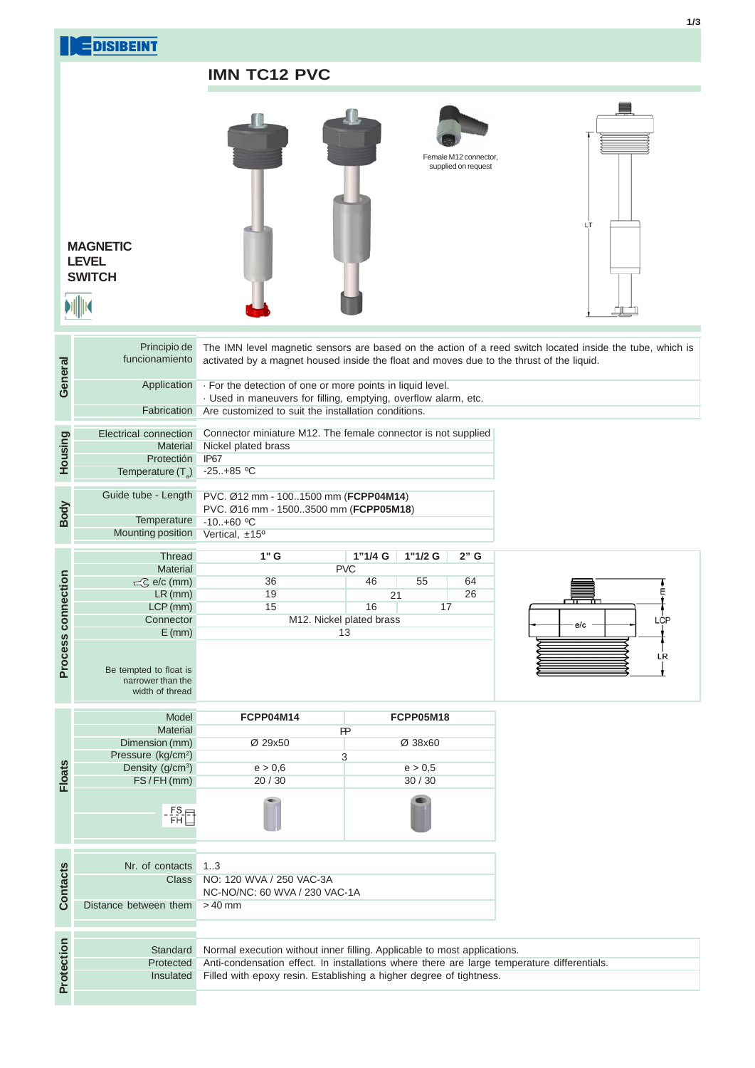DISIBEINT

# IMN TC12 PVC

## MAGNETIC LEVEL SWITCH

Female M12 connector, supplied on request

## General

| | |
|---|---|
| Principio de funcionamiento | The IMN level magnetic sensors are based on the action of a reed switch located inside the tube, which is activated by a magnet housed inside the float and moves due to the thrust of the liquid. |
| Application | · For the detection of one or more points in liquid level.<br>· Used in maneuvers for filling, emptying, overflow alarm, etc. |
| Fabrication | Are customized to suit the installation conditions. |

## Housing

| | |
|---|---|
| Electrical connection | Connector miniature M12. The female connector is not supplied |
| Material | Nickel plated brass |
| Protectión | IP67 |
| Temperature ($T_a$) | -25..+85 ºC |

## Body

| | |
|---|---|
| Guide tube - Length | PVC. Ø12 mm - 100..1500 mm (**FCPP04M14**)<br>PVC. Ø16 mm - 1500..3500 mm (**FCPP05M18**) |
| Temperature | -10..+60 ºC |
| Mounting position | Vertical, ±15º |

## Process connection

| Thread | 1" G | 1"1/4 G | 1"1/2 G | 2" G |
|---|---|---|---|---|
| Material | PVC | | | |
| e/c (mm) | 36 | 46 | 55 | 64 |
| LR (mm) | 19 | 21 | | 26 |
| LCP (mm) | 15 | 16 | 17 | |
| Connector | M12. Nickel plated brass | | | |
| E (mm) | 13 | | | |

Be tempted to float is narrower than the width of thread

## Floats

| Model | FCPP04M14 | FCPP05M18 |
|---|---|---|
| Material | PP | |
| Dimension (mm) | Ø 29x50 | Ø 38x60 |
| Pressure (kg/cm²) | 3 | |
| Density (g/cm³) | e > 0,6 | e > 0,5 |
| FS / FH (mm) | 20 / 30 | 30 / 30 |

## Contacts

| | |
|---|---|
| Nr. of contacts | 1..3 |
| Class | NO: 120 WVA / 250 VAC-3A<br>NC-NO/NC: 60 WVA / 230 VAC-1A |
| Distance between them | > 40 mm |

## Protection

| | |
|---|---|
| Standard | Normal execution without inner filling. Applicable to most applications. |
| Protected | Anti-condensation effect. In installations where there are large temperature differentials. |
| Insulated | Filled with epoxy resin. Establishing a higher degree of tightness. |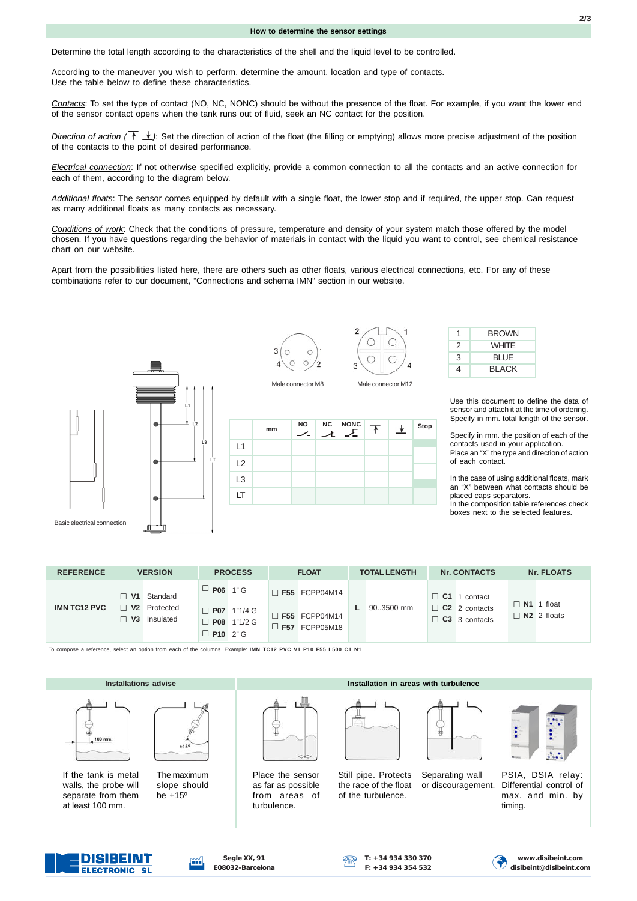## How to determine the sensor settings

Determine the total length according to the characteristics of the shell and the liquid level to be controlled.

According to the maneuver you wish to perform, determine the amount, location and type of contacts.
Use the table below to define these characteristics.

*Contacts*: To set the type of contact (NO, NC, NONC) should be without the presence of the float. For example, if you want the lower end of the sensor contact opens when the tank runs out of fluid, seek an NC contact for the position.

*Direction of action* (↑ ↓): Set the direction of action of the float (the filling or emptying) allows more precise adjustment of the position of the contacts to the point of desired performance.

*Electrical connection*: If not otherwise specified explicitly, provide a common connection to all the contacts and an active connection for each of them, according to the diagram below.

*Additional floats*: The sensor comes equipped by default with a single float, the lower stop and if required, the upper stop. Can request as many additional floats as many contacts as necessary.

*Conditions of work*: Check that the conditions of pressure, temperature and density of your system match those offered by the model chosen. If you have questions regarding the behavior of materials in contact with the liquid you want to control, see chemical resistance chart on our website.

Apart from the possibilities listed here, there are others such as other floats, various electrical connections, etc. For any of these combinations refer to our document, "Connections and schema IMN" section in our website.

Basic electrical connection

Male connector M8

Male connector M12

| 1 | BROWN |
|---|---|
| 2 | WHITE |
| 3 | BLUE |
| 4 | BLACK |

| | mm | NO | NC | NONC | ↑ | ↓ | Stop |
|---|---|---|---|---|---|---|---|
| L1 | | | | | | | |
| L2 | | | | | | | |
| L3 | | | | | | | |
| LT | | | | | | | |

Use this document to define the data of sensor and attach it at the time of ordering. Specify in mm. total length of the sensor.

Specify in mm. the position of each of the contacts used in your application.
Place an "X" the type and direction of action of each contact.

In the case of using additional floats, mark an "X" between what contacts should be placed caps separators.
In the composition table references check boxes next to the selected features.

| REFERENCE | VERSION | PROCESS | FLOAT | TOTAL LENGTH | Nr. CONTACTS | Nr. FLOATS |
|---|---|---|---|---|---|---|
| IMN TC12 PVC | ☐ **V1** Standard<br>☐ **V2** Protected<br>☐ **V3** Insulated | ☐ **P06** 1" G<br>☐ **P07** 1"1/4 G<br>☐ **P08** 1"1/2 G<br>☐ **P10** 2" G | ☐ **F55** FCPP04M14<br>☐ **F55** FCPP04M14<br>☐ **F57** FCPP05M18 | **L** 90..3500 mm | ☐ **C1** 1 contact<br>☐ **C2** 2 contacts<br>☐ **C3** 3 contacts | ☐ **N1** 1 float<br>☐ **N2** 2 floats |

To compose a reference, select an option from each of the columns. Example: **IMN TC12 PVC V1 P10 F55 L500 C1 N1**

| Installations advise | | Installation in areas with turbulence | | | |
|---|---|---|---|---|---|
| If the tank is metal walls, the probe will separate from them at least 100 mm. | The maximum slope should be ±15º | Place the sensor as far as possible from areas of turbulence. | Still pipe. Protects the race of the float of the turbulence. | Separating wall or discouragement. | PSIA, DSIA relay: Differential control of max. and min. by timing. |

DISIBEINT ELECTRONIC SL — Segle XX, 91 E08032-Barcelona — T: +34 934 330 370 F: +34 934 354 532 — www.disibeint.com disibeint@disibeint.com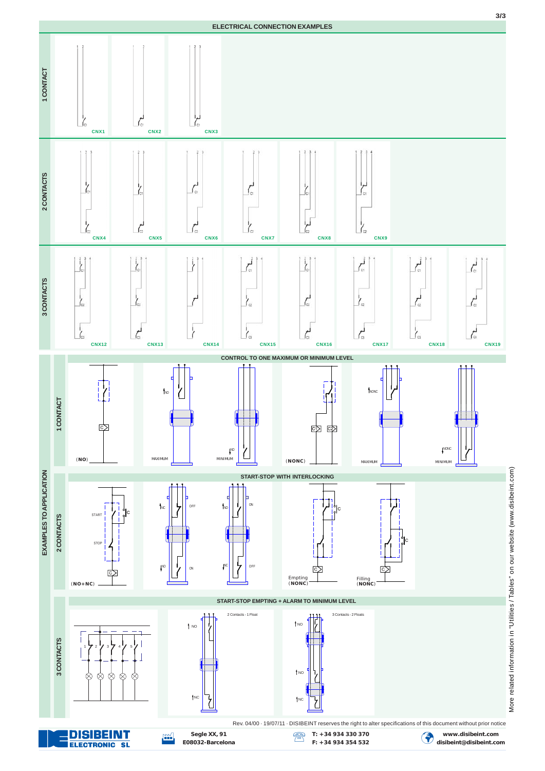## ELECTRICAL CONNECTION EXAMPLES

### 1 CONTACT

CNX1 CNX2 CNX3

### 2 CONTACTS

CNX4 CNX5 CNX6 CNX7 CNX8 CNX9

### 3 CONTACTS

CNX12 CNX13 CNX14 CNX15 CNX16 CNX17 CNX18 CNX19

## EXAMPLES TO APPLICATION

### 1 CONTACT

#### CONTROL TO ONE MAXIMUM OR MINIMUM LEVEL

(NO)

NO
MAXIMUM

NO
MINIMUM

(NONC)

NONC
MAXIMUM

NONC
MINIMUM

### 2 CONTACTS

#### START-STOP WITH INTERLOCKING

START
STOP
(NO+NC)

NC OFF
NO ON

NO ON
NC OFF

Empting
(NONC)

Filling
(NONC)

### 3 CONTACTS

#### START-STOP EMPTING + ALARM TO MINIMUM LEVEL

1 2 3 4 5

2 Contacts - 1 Float
NO
NC

3 Contacts - 2 Floats
NO
NO
NC

More related information in "Utilities / Tables" on our website (www.disibeint.com)

Rev. 04/00 · 19/07/11 · DISIBEINT reserves the right to alter specifications of this document without prior notice

**DISIBEINT ELECTRONIC SL**

**Segle XX, 91**
**E08032-Barcelona**

**T: +34 934 330 370**
**F: +34 934 354 532**

**www.disibeint.com**
**disibeint@disibeint.com**